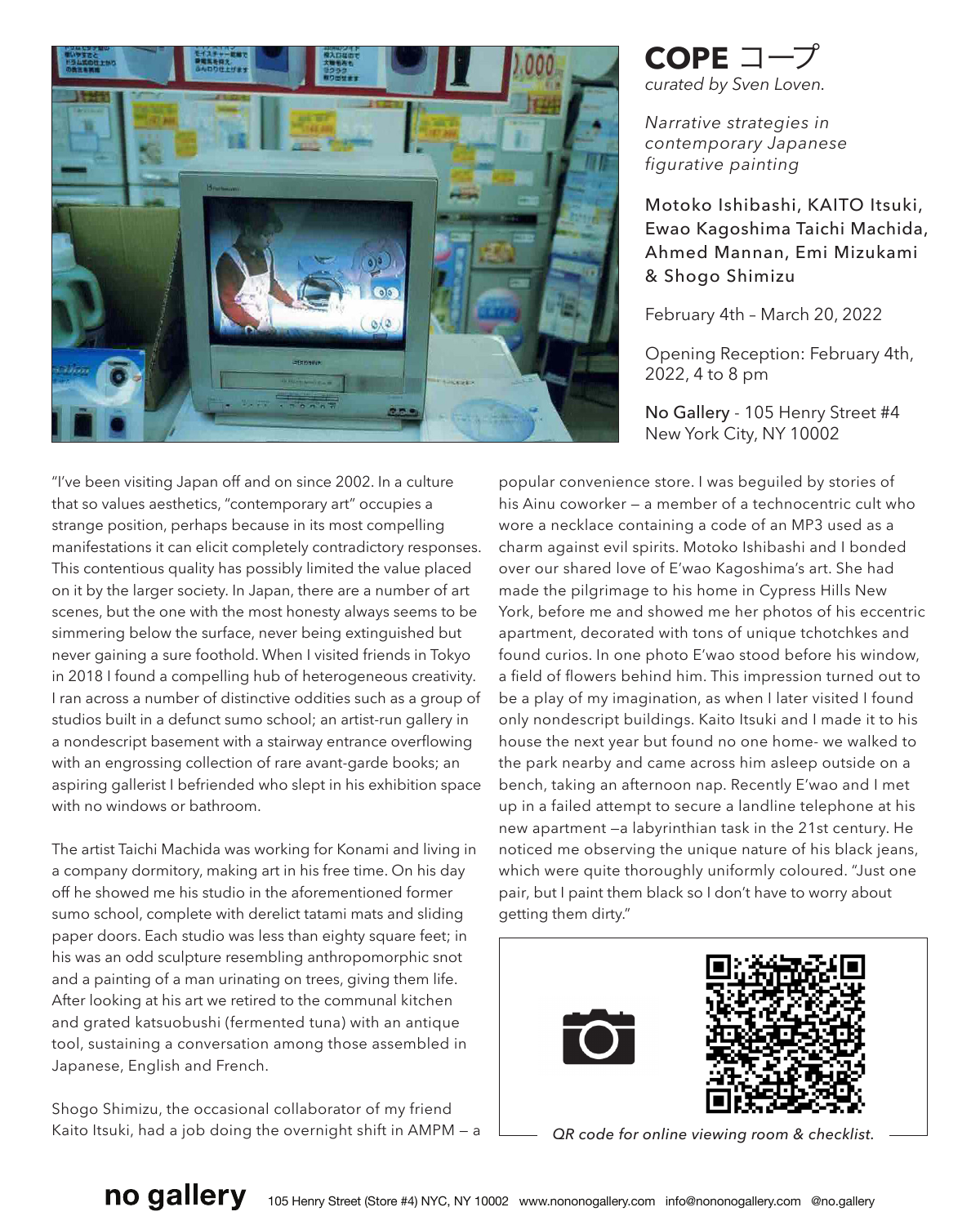# COPE コープ

*curated by Sven Loven.*

*Narrative strategies in contemporary Japanese figurative painting*

Motoko Ishibashi, KAITO Itsuki, Ewao Kagoshima Taichi Machida, Ahmed Mannan, Emi Mizukami & Shogo Shimizu

February 4th – March 20, 2022

Opening Reception: February 4th, 2022, 4 to 8 pm

No Gallery - 105 Henry Street #4
New York City, NY 10002

"I've been visiting Japan off and on since 2002. In a culture that so values aesthetics, "contemporary art" occupies a strange position, perhaps because in its most compelling manifestations it can elicit completely contradictory responses. This contentious quality has possibly limited the value placed on it by the larger society. In Japan, there are a number of art scenes, but the one with the most honesty always seems to be simmering below the surface, never being extinguished but never gaining a sure foothold. When I visited friends in Tokyo in 2018 I found a compelling hub of heterogeneous creativity. I ran across a number of distinctive oddities such as a group of studios built in a defunct sumo school; an artist-run gallery in a nondescript basement with a stairway entrance overflowing with an engrossing collection of rare avant-garde books; an aspiring gallerist I befriended who slept in his exhibition space with no windows or bathroom.

The artist Taichi Machida was working for Konami and living in a company dormitory, making art in his free time. On his day off he showed me his studio in the aforementioned former sumo school, complete with derelict tatami mats and sliding paper doors. Each studio was less than eighty square feet; in his was an odd sculpture resembling anthropomorphic snot and a painting of a man urinating on trees, giving them life. After looking at his art we retired to the communal kitchen and grated katsuobushi (fermented tuna) with an antique tool, sustaining a conversation among those assembled in Japanese, English and French.

Shogo Shimizu, the occasional collaborator of my friend Kaito Itsuki, had a job doing the overnight shift in AMPM — a popular convenience store. I was beguiled by stories of his Ainu coworker — a member of a technocentric cult who wore a necklace containing a code of an MP3 used as a charm against evil spirits. Motoko Ishibashi and I bonded over our shared love of E'wao Kagoshima's art. She had made the pilgrimage to his home in Cypress Hills New York, before me and showed me her photos of his eccentric apartment, decorated with tons of unique tchotchkes and found curios. In one photo E'wao stood before his window, a field of flowers behind him. This impression turned out to be a play of my imagination, as when I later visited I found only nondescript buildings. Kaito Itsuki and I made it to his house the next year but found no one home- we walked to the park nearby and came across him asleep outside on a bench, taking an afternoon nap. Recently E'wao and I met up in a failed attempt to secure a landline telephone at his new apartment —a labyrinthian task in the 21st century. He noticed me observing the unique nature of his black jeans, which were quite thoroughly uniformly coloured. "Just one pair, but I paint them black so I don't have to worry about getting them dirty."

*QR code for online viewing room & checklist.*

**no gallery** 105 Henry Street (Store #4) NYC, NY 10002 www.nononogallery.com info@nononogallery.com @no.gallery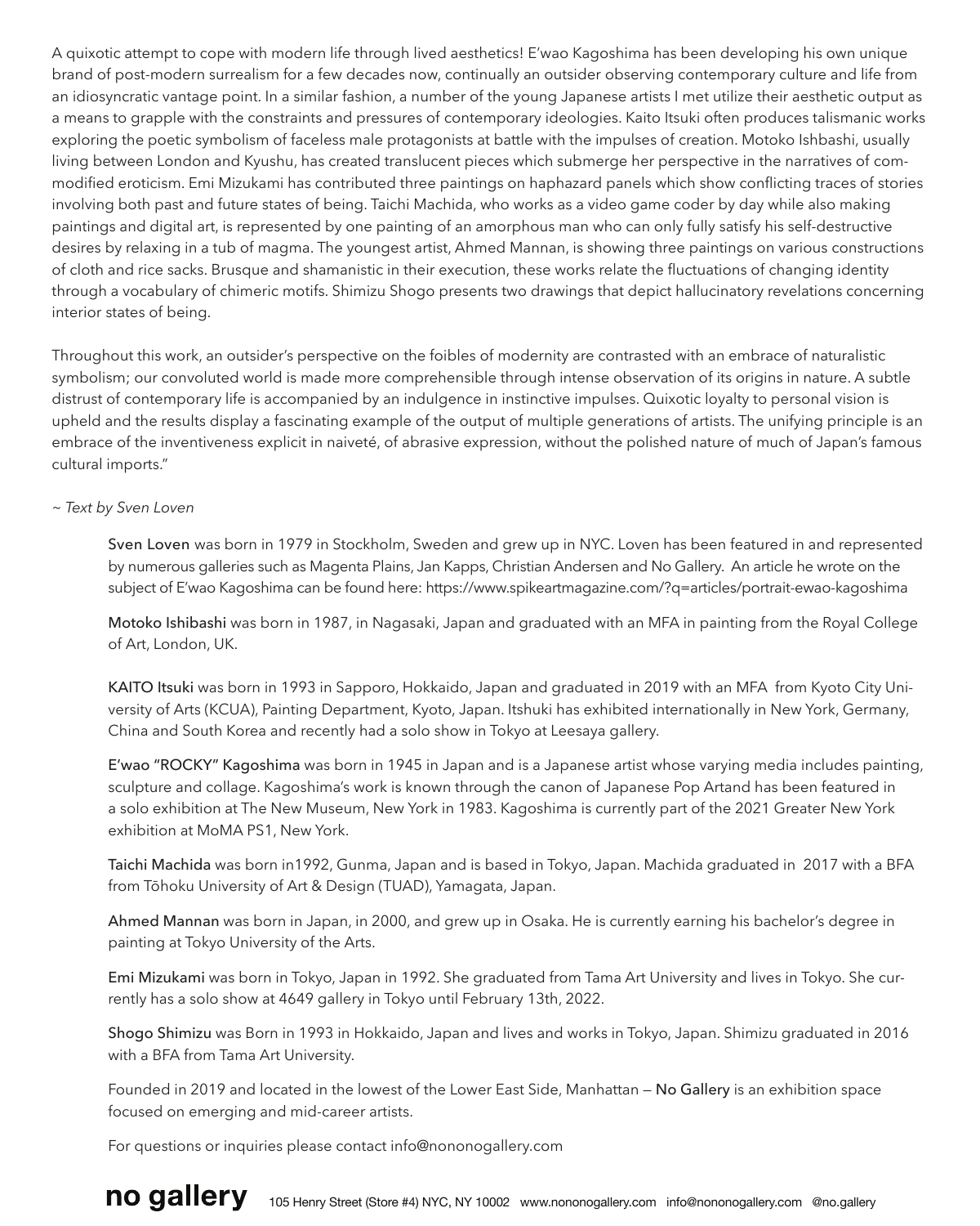A quixotic attempt to cope with modern life through lived aesthetics! E'wao Kagoshima has been developing his own unique brand of post-modern surrealism for a few decades now, continually an outsider observing contemporary culture and life from an idiosyncratic vantage point. In a similar fashion, a number of the young Japanese artists I met utilize their aesthetic output as a means to grapple with the constraints and pressures of contemporary ideologies. Kaito Itsuki often produces talismanic works exploring the poetic symbolism of faceless male protagonists at battle with the impulses of creation. Motoko Ishbashi, usually living between London and Kyushu, has created translucent pieces which submerge her perspective in the narratives of commodified eroticism. Emi Mizukami has contributed three paintings on haphazard panels which show conflicting traces of stories involving both past and future states of being. Taichi Machida, who works as a video game coder by day while also making paintings and digital art, is represented by one painting of an amorphous man who can only fully satisfy his self-destructive desires by relaxing in a tub of magma. The youngest artist, Ahmed Mannan, is showing three paintings on various constructions of cloth and rice sacks. Brusque and shamanistic in their execution, these works relate the fluctuations of changing identity through a vocabulary of chimeric motifs. Shimizu Shogo presents two drawings that depict hallucinatory revelations concerning interior states of being.

Throughout this work, an outsider's perspective on the foibles of modernity are contrasted with an embrace of naturalistic symbolism; our convoluted world is made more comprehensible through intense observation of its origins in nature. A subtle distrust of contemporary life is accompanied by an indulgence in instinctive impulses. Quixotic loyalty to personal vision is upheld and the results display a fascinating example of the output of multiple generations of artists. The unifying principle is an embrace of the inventiveness explicit in naiveté, of abrasive expression, without the polished nature of much of Japan's famous cultural imports."

*~ Text by Sven Loven*

Sven Loven was born in 1979 in Stockholm, Sweden and grew up in NYC. Loven has been featured in and represented by numerous galleries such as Magenta Plains, Jan Kapps, Christian Andersen and No Gallery. An article he wrote on the subject of E'wao Kagoshima can be found here: https://www.spikeartmagazine.com/?q=articles/portrait-ewao-kagoshima

Motoko Ishibashi was born in 1987, in Nagasaki, Japan and graduated with an MFA in painting from the Royal College of Art, London, UK.

KAITO Itsuki was born in 1993 in Sapporo, Hokkaido, Japan and graduated in 2019 with an MFA from Kyoto City University of Arts (KCUA), Painting Department, Kyoto, Japan. Itshuki has exhibited internationally in New York, Germany, China and South Korea and recently had a solo show in Tokyo at Leesaya gallery.

E'wao "ROCKY" Kagoshima was born in 1945 in Japan and is a Japanese artist whose varying media includes painting, sculpture and collage. Kagoshima's work is known through the canon of Japanese Pop Artand has been featured in a solo exhibition at The New Museum, New York in 1983. Kagoshima is currently part of the 2021 Greater New York exhibition at MoMA PS1, New York.

Taichi Machida was born in1992, Gunma, Japan and is based in Tokyo, Japan. Machida graduated in 2017 with a BFA from Tōhoku University of Art & Design (TUAD), Yamagata, Japan.

Ahmed Mannan was born in Japan, in 2000, and grew up in Osaka. He is currently earning his bachelor's degree in painting at Tokyo University of the Arts.

Emi Mizukami was born in Tokyo, Japan in 1992. She graduated from Tama Art University and lives in Tokyo. She currently has a solo show at 4649 gallery in Tokyo until February 13th, 2022.

Shogo Shimizu was Born in 1993 in Hokkaido, Japan and lives and works in Tokyo, Japan. Shimizu graduated in 2016 with a BFA from Tama Art University.

Founded in 2019 and located in the lowest of the Lower East Side, Manhattan — No Gallery is an exhibition space focused on emerging and mid-career artists.

For questions or inquiries please contact info@nononogallery.com

**no gallery** 105 Henry Street (Store #4) NYC, NY 10002 www.nononogallery.com info@nononogallery.com @no.gallery